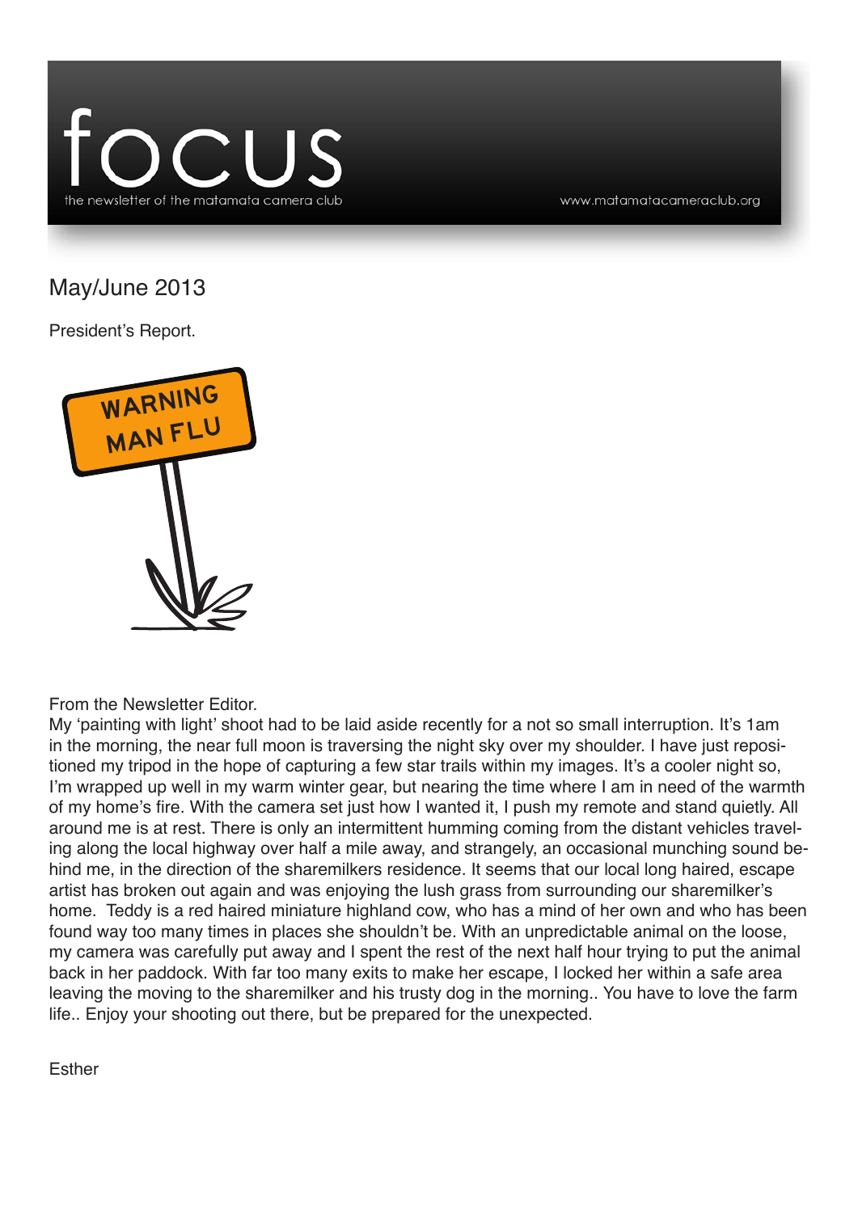# focus

the newsletter of the matamata camera club

www.matamatacameraclub.org

## May/June 2013

President's Report.

From the Newsletter Editor.

My 'painting with light' shoot had to be laid aside recently for a not so small interruption. It's 1am in the morning, the near full moon is traversing the night sky over my shoulder. I have just repositioned my tripod in the hope of capturing a few star trails within my images. It's a cooler night so, I'm wrapped up well in my warm winter gear, but nearing the time where I am in need of the warmth of my home's fire. With the camera set just how I wanted it, I push my remote and stand quietly. All around me is at rest. There is only an intermittent humming coming from the distant vehicles traveling along the local highway over half a mile away, and strangely, an occasional munching sound behind me, in the direction of the sharemilkers residence. It seems that our local long haired, escape artist has broken out again and was enjoying the lush grass from surrounding our sharemilker's home. Teddy is a red haired miniature highland cow, who has a mind of her own and who has been found way too many times in places she shouldn't be. With an unpredictable animal on the loose, my camera was carefully put away and I spent the rest of the next half hour trying to put the animal back in her paddock. With far too many exits to make her escape, I locked her within a safe area leaving the moving to the sharemilker and his trusty dog in the morning.. You have to love the farm life.. Enjoy your shooting out there, but be prepared for the unexpected.

Esther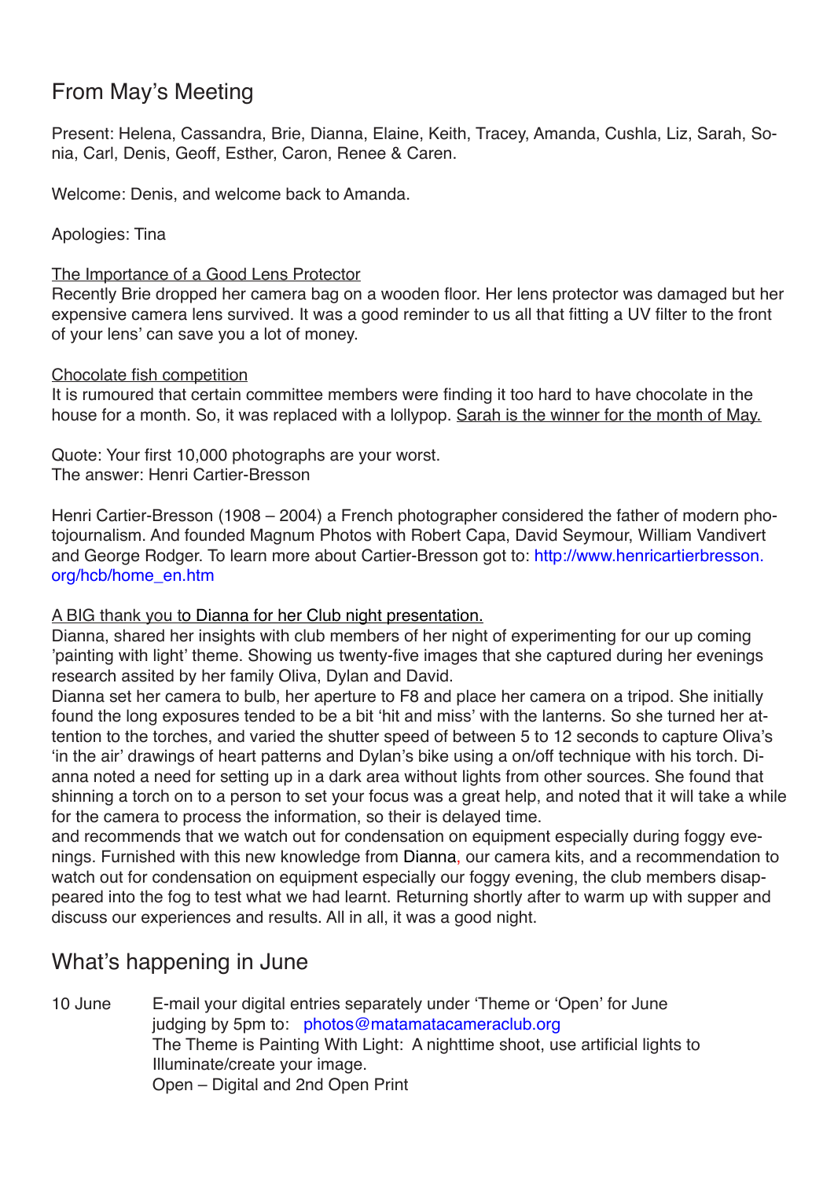## From May's Meeting

Present: Helena, Cassandra, Brie, Dianna, Elaine, Keith, Tracey, Amanda, Cushla, Liz, Sarah, Sonia, Carl, Denis, Geoff, Esther, Caron, Renee & Caren.

Welcome: Denis, and welcome back to Amanda.

Apologies: Tina

The Importance of a Good Lens Protector

Recently Brie dropped her camera bag on a wooden floor. Her lens protector was damaged but her expensive camera lens survived. It was a good reminder to us all that fitting a UV filter to the front of your lens' can save you a lot of money.

Chocolate fish competition

It is rumoured that certain committee members were finding it too hard to have chocolate in the house for a month. So, it was replaced with a lollypop. Sarah is the winner for the month of May.

Quote: Your first 10,000 photographs are your worst.
The answer: Henri Cartier-Bresson

Henri Cartier-Bresson (1908 – 2004) a French photographer considered the father of modern photojournalism. And founded Magnum Photos with Robert Capa, David Seymour, William Vandivert and George Rodger. To learn more about Cartier-Bresson got to: http://www.henricartierbresson.org/hcb/home_en.htm

A BIG thank you to Dianna for her Club night presentation.

Dianna, shared her insights with club members of her night of experimenting for our up coming 'painting with light' theme. Showing us twenty-five images that she captured during her evenings research assited by her family Oliva, Dylan and David.

Dianna set her camera to bulb, her aperture to F8 and place her camera on a tripod. She initially found the long exposures tended to be a bit 'hit and miss' with the lanterns. So she turned her attention to the torches, and varied the shutter speed of between 5 to 12 seconds to capture Oliva's 'in the air' drawings of heart patterns and Dylan's bike using a on/off technique with his torch. Dianna noted a need for setting up in a dark area without lights from other sources. She found that shinning a torch on to a person to set your focus was a great help, and noted that it will take a while for the camera to process the information, so their is delayed time.

and recommends that we watch out for condensation on equipment especially during foggy evenings. Furnished with this new knowledge from Dianna, our camera kits, and a recommendation to watch out for condensation on equipment especially our foggy evening, the club members disappeared into the fog to test what we had learnt. Returning shortly after to warm up with supper and discuss our experiences and results. All in all, it was a good night.

## What's happening in June

10 June — E-mail your digital entries separately under 'Theme or 'Open' for June judging by 5pm to: photos@matamatacameraclub.org
The Theme is Painting With Light: A nighttime shoot, use artificial lights to Illuminate/create your image.
Open – Digital and 2nd Open Print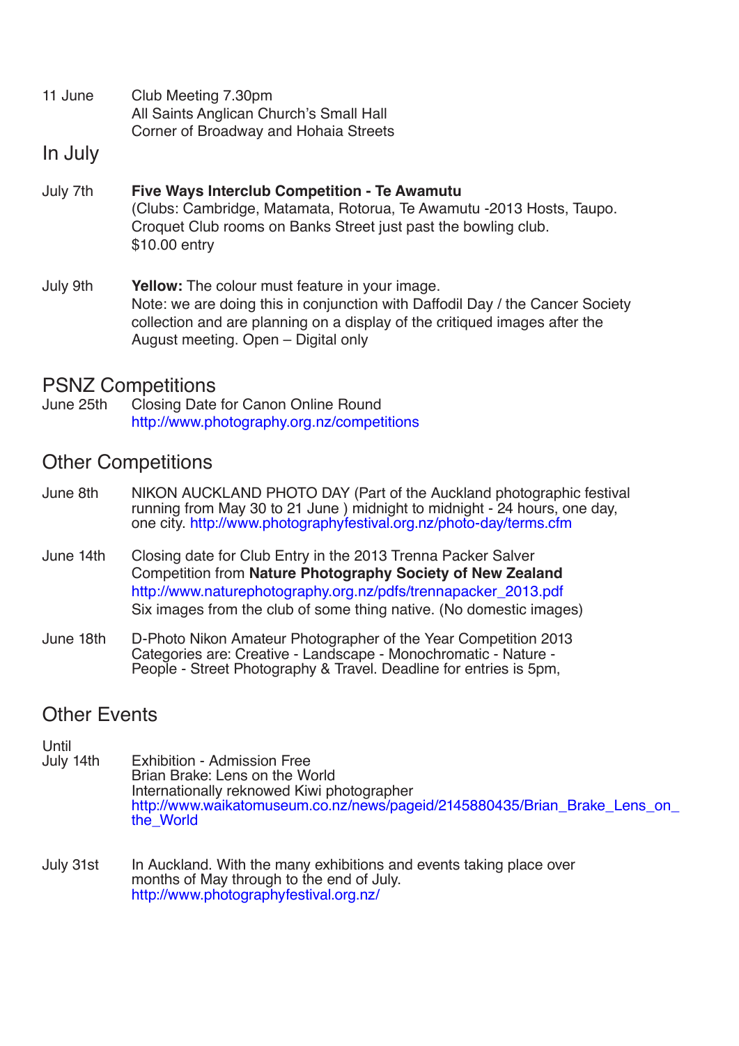11 June Club Meeting 7.30pm
All Saints Anglican Church's Small Hall
Corner of Broadway and Hohaia Streets

## In July

July 7th **Five Ways Interclub Competition - Te Awamutu**
(Clubs: Cambridge, Matamata, Rotorua, Te Awamutu -2013 Hosts, Taupo.
Croquet Club rooms on Banks Street just past the bowling club.
$10.00 entry

July 9th **Yellow:** The colour must feature in your image.
Note: we are doing this in conjunction with Daffodil Day / the Cancer Society collection and are planning on a display of the critiqued images after the August meeting. Open – Digital only

## PSNZ Competitions

June 25th Closing Date for Canon Online Round
http://www.photography.org.nz/competitions

## Other Competitions

June 8th NIKON AUCKLAND PHOTO DAY (Part of the Auckland photographic festival running from May 30 to 21 June ) midnight to midnight - 24 hours, one day, one city. http://www.photographyfestival.org.nz/photo-day/terms.cfm

June 14th Closing date for Club Entry in the 2013 Trenna Packer Salver Competition from **Nature Photography Society of New Zealand**
http://www.naturephotography.org.nz/pdfs/trennapacker_2013.pdf
Six images from the club of some thing native. (No domestic images)

June 18th D-Photo Nikon Amateur Photographer of the Year Competition 2013
Categories are: Creative - Landscape - Monochromatic - Nature - People - Street Photography & Travel. Deadline for entries is 5pm,

## Other Events

Until
July 14th Exhibition - Admission Free
Brian Brake: Lens on the World
Internationally reknowed Kiwi photographer
http://www.waikatomuseum.co.nz/news/pageid/2145880435/Brian_Brake_Lens_on_the_World

July 31st In Auckland. With the many exhibitions and events taking place over months of May through to the end of July.
http://www.photographyfestival.org.nz/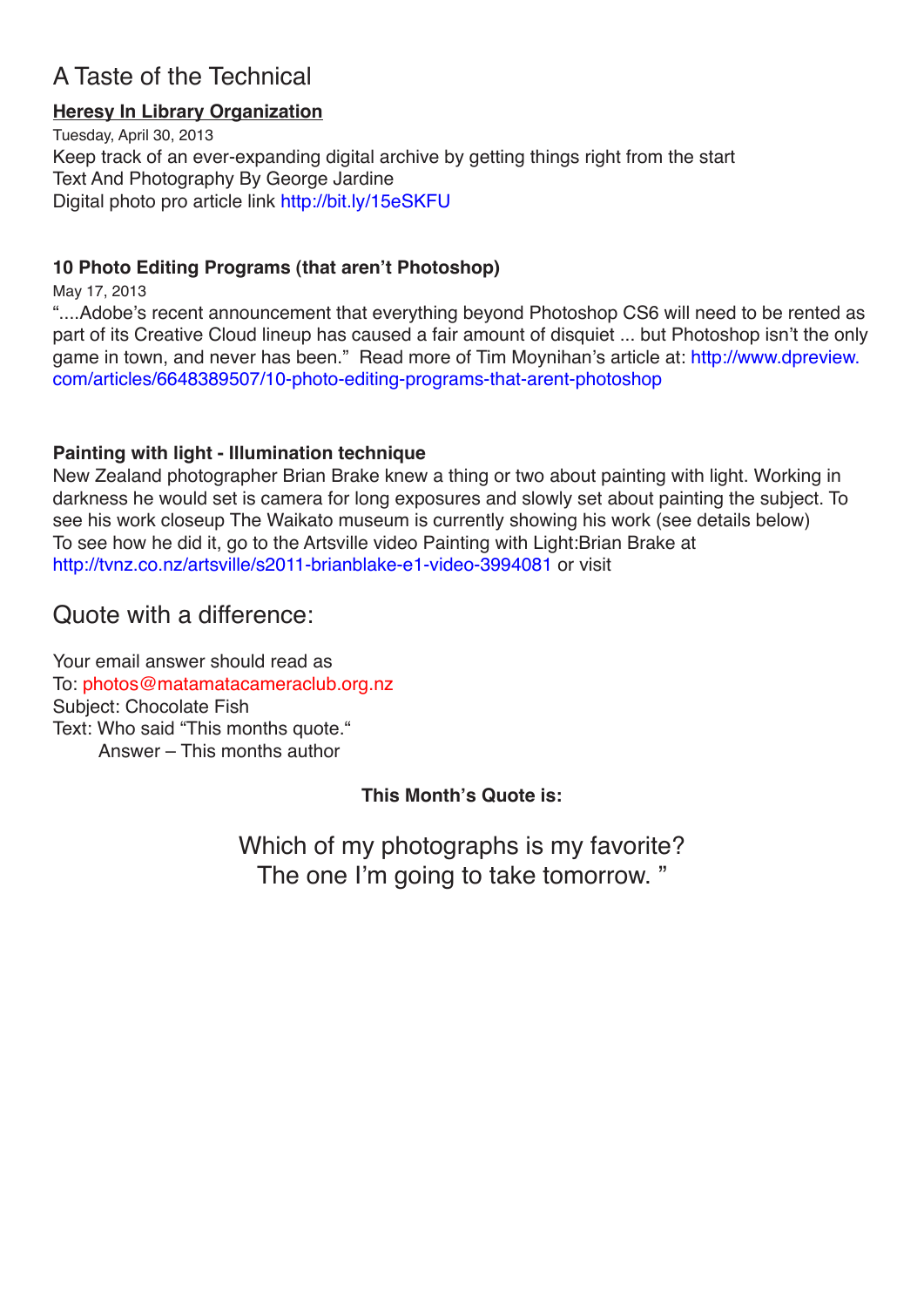# A Taste of the Technical

**Heresy In Library Organization**

Tuesday, April 30, 2013
Keep track of an ever-expanding digital archive by getting things right from the start
Text And Photography By George Jardine
Digital photo pro article link http://bit.ly/15eSKFU

**10 Photo Editing Programs (that aren't Photoshop)**

May 17, 2013
"....Adobe's recent announcement that everything beyond Photoshop CS6 will need to be rented as part of its Creative Cloud lineup has caused a fair amount of disquiet ... but Photoshop isn't the only game in town, and never has been." Read more of Tim Moynihan's article at: http://www.dpreview.com/articles/6648389507/10-photo-editing-programs-that-arent-photoshop

**Painting with light - Illumination technique**

New Zealand photographer Brian Brake knew a thing or two about painting with light. Working in darkness he would set is camera for long exposures and slowly set about painting the subject. To see his work closeup The Waikato museum is currently showing his work (see details below)
To see how he did it, go to the Artsville video Painting with Light:Brian Brake at http://tvnz.co.nz/artsville/s2011-brianblake-e1-video-3994081 or visit

# Quote with a difference:

Your email answer should read as
To: photos@matamatacameraclub.org.nz
Subject: Chocolate Fish
Text: Who said "This months quote."
    Answer – This months author

**This Month's Quote is:**

Which of my photographs is my favorite?
The one I'm going to take tomorrow. "